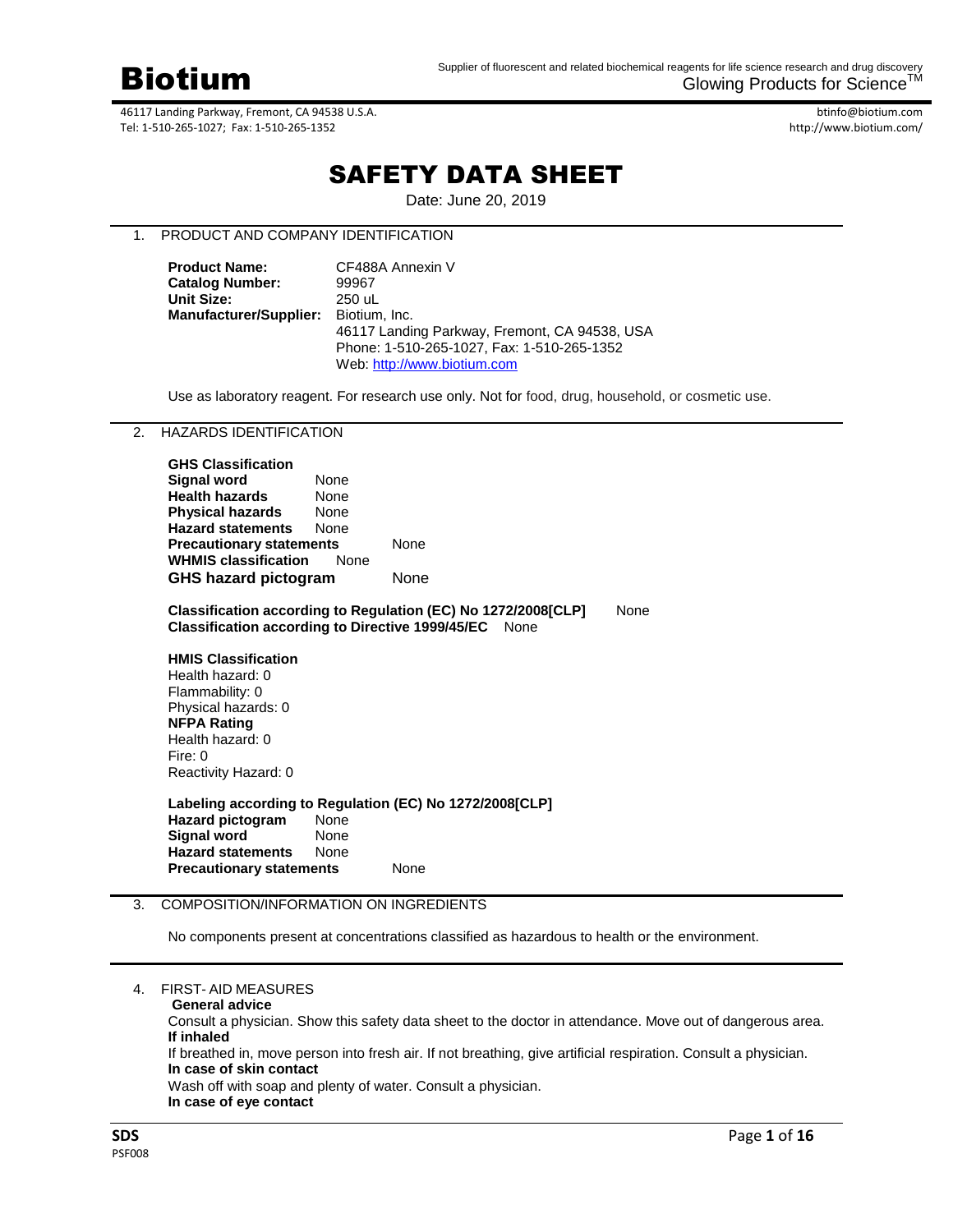# Biotium

Supplier of fluorescent and related biochemical reagents for life science research and drug discovery
Glowing Products for Science™

46117 Landing Parkway, Fremont, CA 94538 U.S.A.
Tel: 1-510-265-1027; Fax: 1-510-265-1352

btinfo@biotium.com
http://www.biotium.com/

# SAFETY DATA SHEET

Date: June 20, 2019

## 1. PRODUCT AND COMPANY IDENTIFICATION

**Product Name:** CF488A Annexin V
**Catalog Number:** 99967
**Unit Size:** 250 uL
**Manufacturer/Supplier:** Biotium, Inc.
46117 Landing Parkway, Fremont, CA 94538, USA
Phone: 1-510-265-1027, Fax: 1-510-265-1352
Web: http://www.biotium.com

Use as laboratory reagent. For research use only. Not for food, drug, household, or cosmetic use.

## 2. HAZARDS IDENTIFICATION

**GHS Classification**
**Signal word** None
**Health hazards** None
**Physical hazards** None
**Hazard statements** None
**Precautionary statements** None
**WHMIS classification** None
**GHS hazard pictogram** None

**Classification according to Regulation (EC) No 1272/2008[CLP]** None
**Classification according to Directive 1999/45/EC** None

**HMIS Classification**
Health hazard: 0
Flammability: 0
Physical hazards: 0
**NFPA Rating**
Health hazard: 0
Fire: 0
Reactivity Hazard: 0

**Labeling according to Regulation (EC) No 1272/2008[CLP]**
**Hazard pictogram** None
**Signal word** None
**Hazard statements** None
**Precautionary statements** None

## 3. COMPOSITION/INFORMATION ON INGREDIENTS

No components present at concentrations classified as hazardous to health or the environment.

## 4. FIRST- AID MEASURES

**General advice**
Consult a physician. Show this safety data sheet to the doctor in attendance. Move out of dangerous area.
**If inhaled**
If breathed in, move person into fresh air. If not breathing, give artificial respiration. Consult a physician.
**In case of skin contact**
Wash off with soap and plenty of water. Consult a physician.
**In case of eye contact**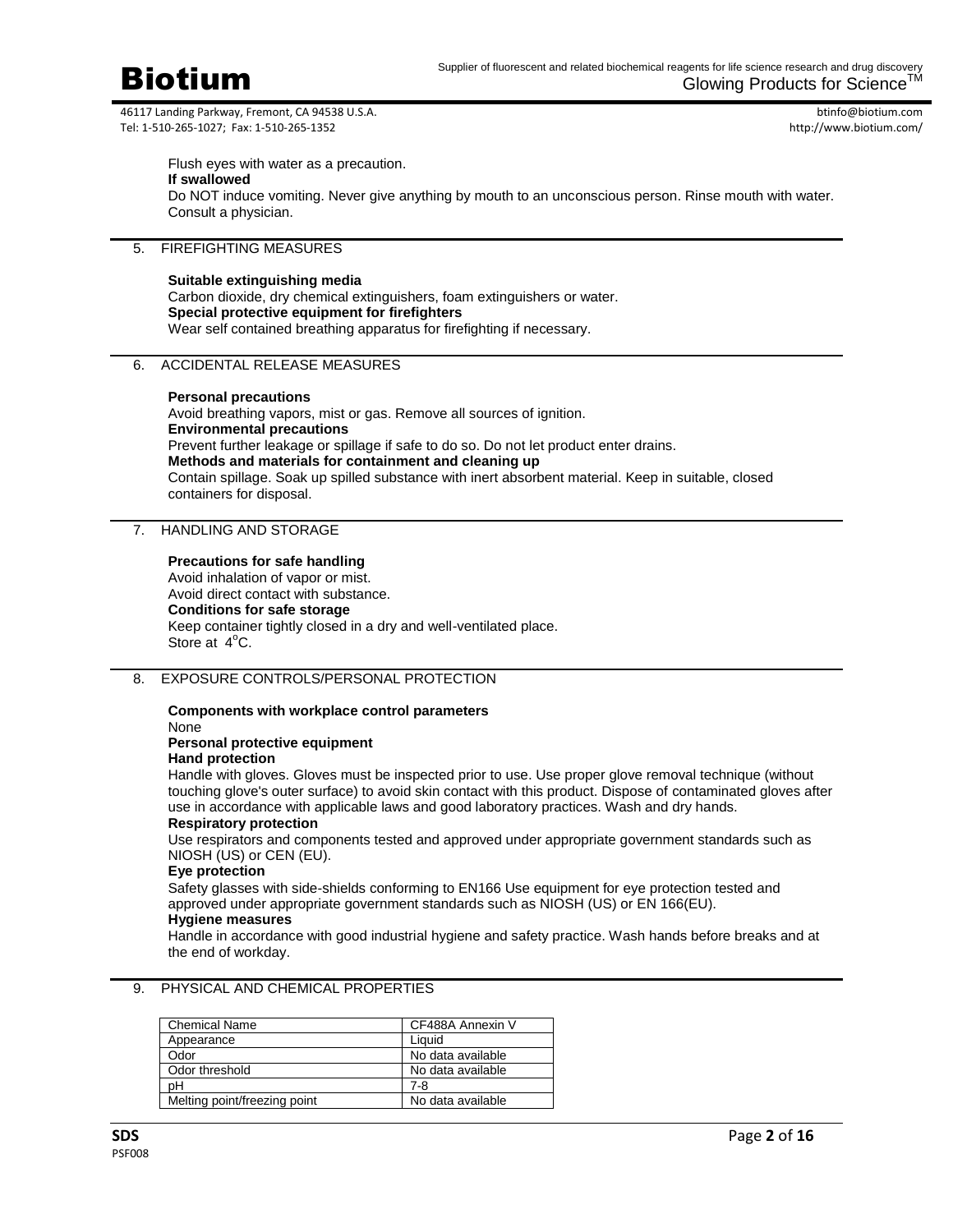Flush eyes with water as a precaution.

**If swallowed**

Do NOT induce vomiting. Never give anything by mouth to an unconscious person. Rinse mouth with water. Consult a physician.

## 5. FIREFIGHTING MEASURES

**Suitable extinguishing media**

Carbon dioxide, dry chemical extinguishers, foam extinguishers or water.

**Special protective equipment for firefighters**

Wear self contained breathing apparatus for firefighting if necessary.

## 6. ACCIDENTAL RELEASE MEASURES

**Personal precautions**

Avoid breathing vapors, mist or gas. Remove all sources of ignition.

**Environmental precautions**

Prevent further leakage or spillage if safe to do so. Do not let product enter drains.

**Methods and materials for containment and cleaning up**

Contain spillage. Soak up spilled substance with inert absorbent material. Keep in suitable, closed containers for disposal.

## 7. HANDLING AND STORAGE

**Precautions for safe handling**

Avoid inhalation of vapor or mist.
Avoid direct contact with substance.

**Conditions for safe storage**

Keep container tightly closed in a dry and well-ventilated place.
Store at $4^{o}$C.

## 8. EXPOSURE CONTROLS/PERSONAL PROTECTION

**Components with workplace control parameters**

None

**Personal protective equipment**

**Hand protection**

Handle with gloves. Gloves must be inspected prior to use. Use proper glove removal technique (without touching glove's outer surface) to avoid skin contact with this product. Dispose of contaminated gloves after use in accordance with applicable laws and good laboratory practices. Wash and dry hands.

**Respiratory protection**

Use respirators and components tested and approved under appropriate government standards such as NIOSH (US) or CEN (EU).

**Eye protection**

Safety glasses with side-shields conforming to EN166 Use equipment for eye protection tested and approved under appropriate government standards such as NIOSH (US) or EN 166(EU).

**Hygiene measures**

Handle in accordance with good industrial hygiene and safety practice. Wash hands before breaks and at the end of workday.

## 9. PHYSICAL AND CHEMICAL PROPERTIES

| Chemical Name | CF488A Annexin V |
|---|---|
| Appearance | Liquid |
| Odor | No data available |
| Odor threshold | No data available |
| pH | 7-8 |
| Melting point/freezing point | No data available |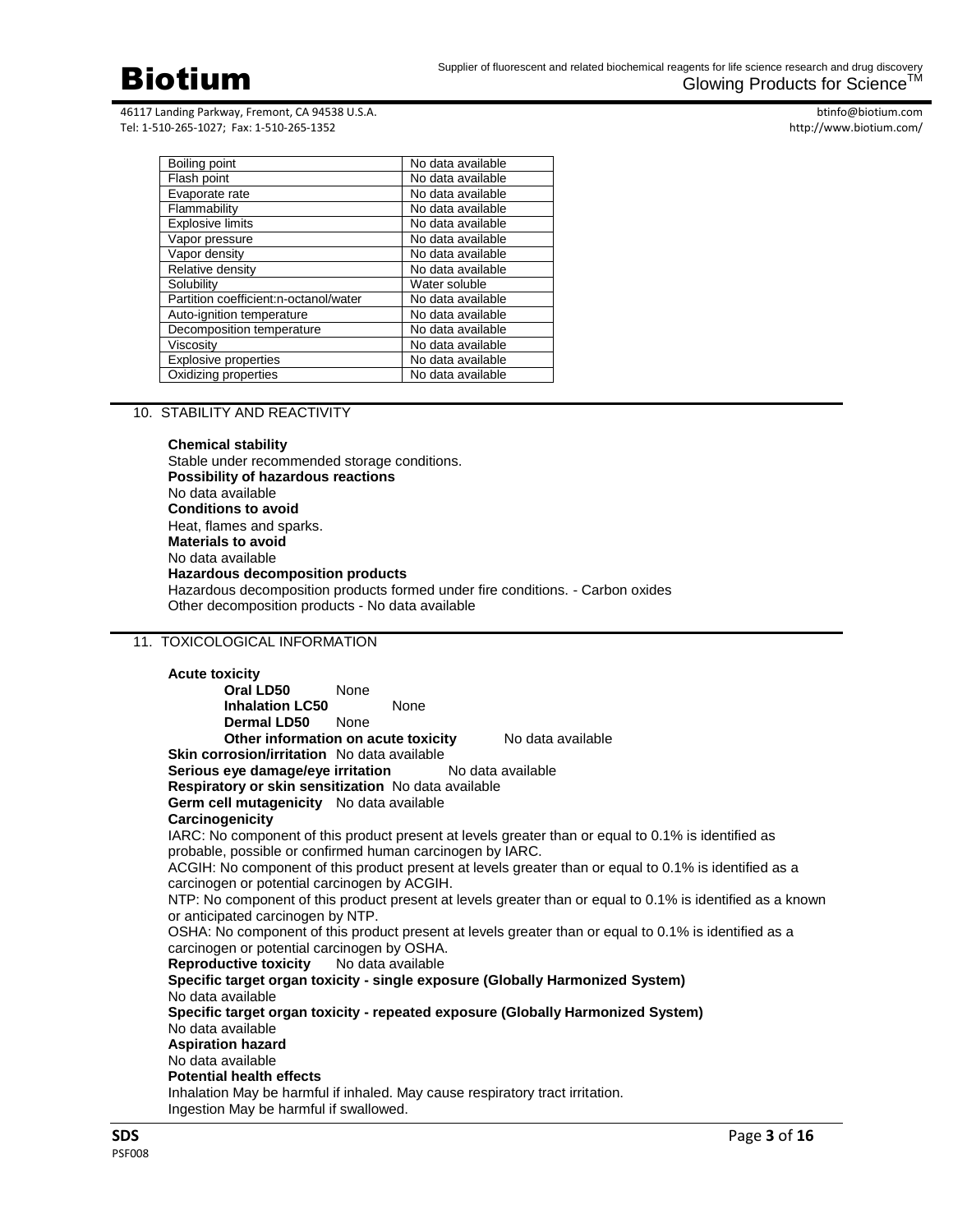| Boiling point | No data available |
| --- | --- |
| Flash point | No data available |
| Evaporate rate | No data available |
| Flammability | No data available |
| Explosive limits | No data available |
| Vapor pressure | No data available |
| Vapor density | No data available |
| Relative density | No data available |
| Solubility | Water soluble |
| Partition coefficient:n-octanol/water | No data available |
| Auto-ignition temperature | No data available |
| Decomposition temperature | No data available |
| Viscosity | No data available |
| Explosive properties | No data available |
| Oxidizing properties | No data available |

## 10. STABILITY AND REACTIVITY

**Chemical stability**
Stable under recommended storage conditions.
**Possibility of hazardous reactions**
No data available
**Conditions to avoid**
Heat, flames and sparks.
**Materials to avoid**
No data available
**Hazardous decomposition products**
Hazardous decomposition products formed under fire conditions. - Carbon oxides
Other decomposition products - No data available

## 11. TOXICOLOGICAL INFORMATION

**Acute toxicity**
**Oral LD50** None
**Inhalation LC50** None
**Dermal LD50** None
**Other information on acute toxicity** No data available
**Skin corrosion/irritation** No data available
**Serious eye damage/eye irritation** No data available
**Respiratory or skin sensitization** No data available
**Germ cell mutagenicity** No data available
**Carcinogenicity**
IARC: No component of this product present at levels greater than or equal to 0.1% is identified as probable, possible or confirmed human carcinogen by IARC.
ACGIH: No component of this product present at levels greater than or equal to 0.1% is identified as a carcinogen or potential carcinogen by ACGIH.
NTP: No component of this product present at levels greater than or equal to 0.1% is identified as a known or anticipated carcinogen by NTP.
OSHA: No component of this product present at levels greater than or equal to 0.1% is identified as a carcinogen or potential carcinogen by OSHA.
**Reproductive toxicity** No data available
**Specific target organ toxicity - single exposure (Globally Harmonized System)**
No data available
**Specific target organ toxicity - repeated exposure (Globally Harmonized System)**
No data available
**Aspiration hazard**
No data available
**Potential health effects**
Inhalation May be harmful if inhaled. May cause respiratory tract irritation.
Ingestion May be harmful if swallowed.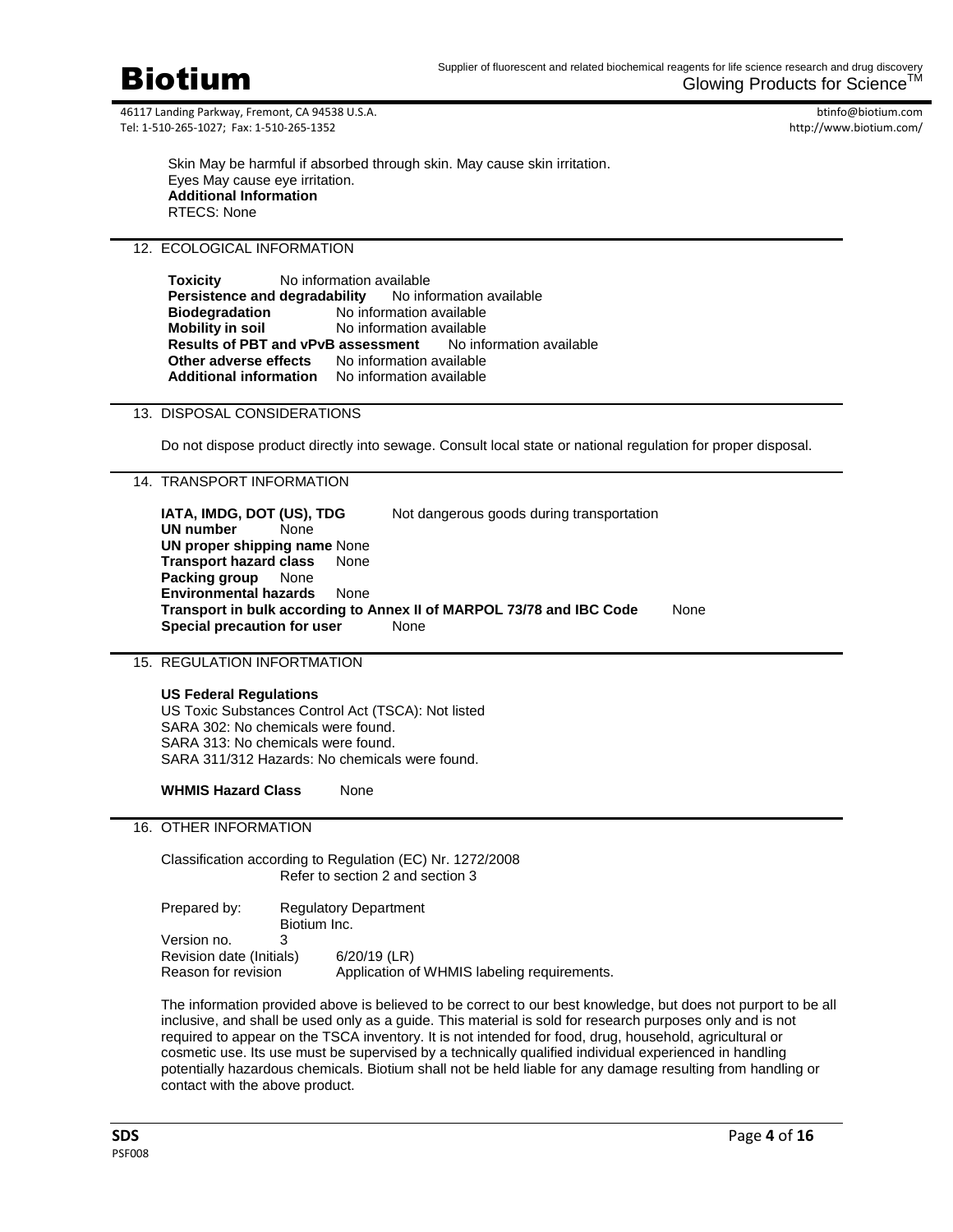Skin May be harmful if absorbed through skin. May cause skin irritation.
Eyes May cause eye irritation.
**Additional Information**
RTECS: None

## 12. ECOLOGICAL INFORMATION

**Toxicity** No information available
**Persistence and degradability** No information available
**Biodegradation** No information available
**Mobility in soil** No information available
**Results of PBT and vPvB assessment** No information available
**Other adverse effects** No information available
**Additional information** No information available

## 13. DISPOSAL CONSIDERATIONS

Do not dispose product directly into sewage. Consult local state or national regulation for proper disposal.

## 14. TRANSPORT INFORMATION

**IATA, IMDG, DOT (US), TDG** Not dangerous goods during transportation
**UN number** None
**UN proper shipping name** None
**Transport hazard class** None
**Packing group** None
**Environmental hazards** None
**Transport in bulk according to Annex II of MARPOL 73/78 and IBC Code** None
**Special precaution for user** None

## 15. REGULATION INFORTMATION

**US Federal Regulations**
US Toxic Substances Control Act (TSCA): Not listed
SARA 302: No chemicals were found.
SARA 313: No chemicals were found.
SARA 311/312 Hazards: No chemicals were found.

**WHMIS Hazard Class** None

## 16. OTHER INFORMATION

Classification according to Regulation (EC) Nr. 1272/2008
Refer to section 2 and section 3

Prepared by: Regulatory Department
Biotium Inc.
Version no. 3
Revision date (Initials) 6/20/19 (LR)
Reason for revision Application of WHMIS labeling requirements.

The information provided above is believed to be correct to our best knowledge, but does not purport to be all inclusive, and shall be used only as a guide. This material is sold for research purposes only and is not required to appear on the TSCA inventory. It is not intended for food, drug, household, agricultural or cosmetic use. Its use must be supervised by a technically qualified individual experienced in handling potentially hazardous chemicals. Biotium shall not be held liable for any damage resulting from handling or contact with the above product.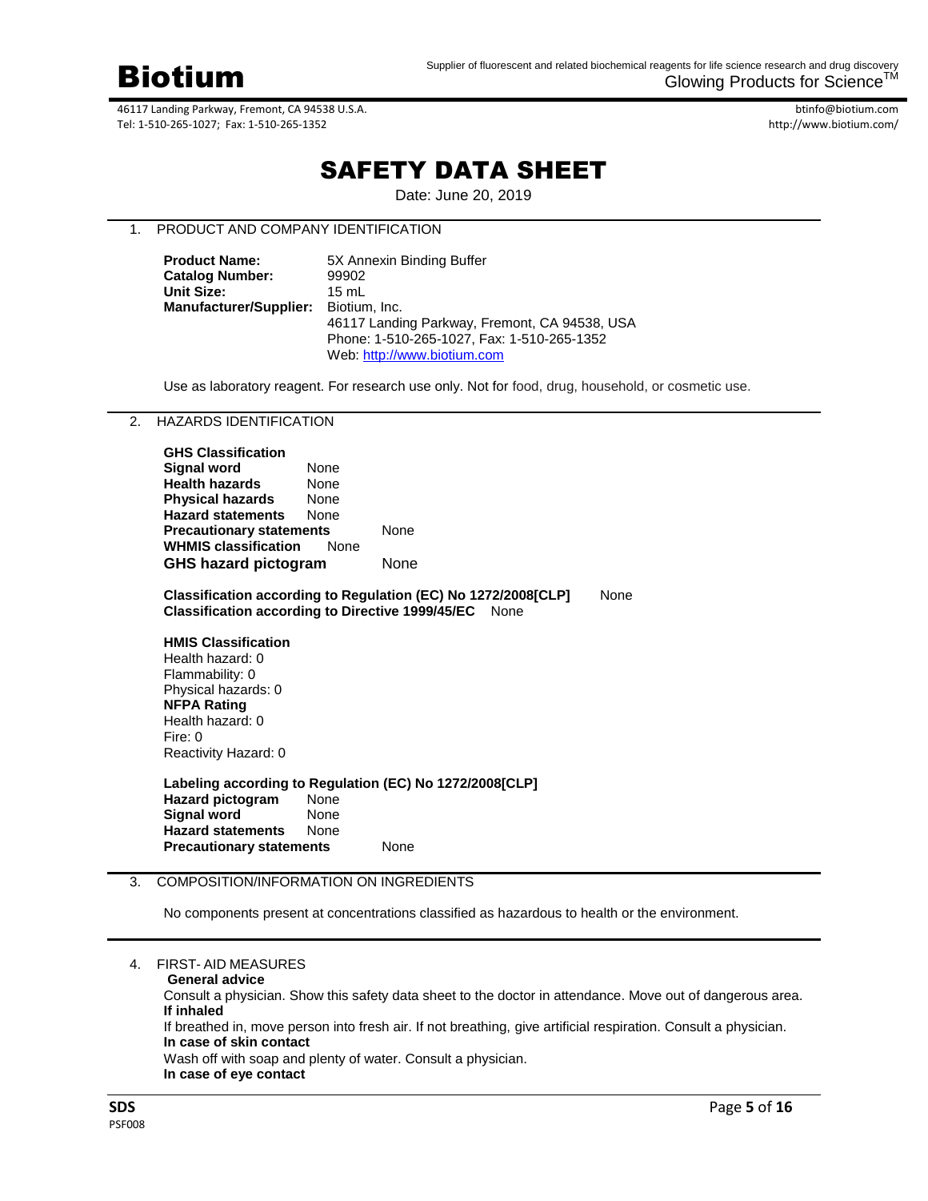# Biotium

Supplier of fluorescent and related biochemical reagents for life science research and drug discovery
Glowing Products for Science™

46117 Landing Parkway, Fremont, CA 94538 U.S.A.
Tel: 1-510-265-1027; Fax: 1-510-265-1352

btinfo@biotium.com
http://www.biotium.com/

# SAFETY DATA SHEET

Date: June 20, 2019

## 1. PRODUCT AND COMPANY IDENTIFICATION

**Product Name:** 5X Annexin Binding Buffer
**Catalog Number:** 99902
**Unit Size:** 15 mL
**Manufacturer/Supplier:** Biotium, Inc.
46117 Landing Parkway, Fremont, CA 94538, USA
Phone: 1-510-265-1027, Fax: 1-510-265-1352
Web: http://www.biotium.com

Use as laboratory reagent. For research use only. Not for food, drug, household, or cosmetic use.

## 2. HAZARDS IDENTIFICATION

**GHS Classification**
**Signal word** None
**Health hazards** None
**Physical hazards** None
**Hazard statements** None
**Precautionary statements** None
**WHMIS classification** None
**GHS hazard pictogram** None

**Classification according to Regulation (EC) No 1272/2008[CLP]** None
**Classification according to Directive 1999/45/EC** None

**HMIS Classification**
Health hazard: 0
Flammability: 0
Physical hazards: 0
**NFPA Rating**
Health hazard: 0
Fire: 0
Reactivity Hazard: 0

**Labeling according to Regulation (EC) No 1272/2008[CLP]**
**Hazard pictogram** None
**Signal word** None
**Hazard statements** None
**Precautionary statements** None

## 3. COMPOSITION/INFORMATION ON INGREDIENTS

No components present at concentrations classified as hazardous to health or the environment.

## 4. FIRST- AID MEASURES

**General advice**
Consult a physician. Show this safety data sheet to the doctor in attendance. Move out of dangerous area.
**If inhaled**
If breathed in, move person into fresh air. If not breathing, give artificial respiration. Consult a physician.
**In case of skin contact**
Wash off with soap and plenty of water. Consult a physician.
**In case of eye contact**

SDS
PSF008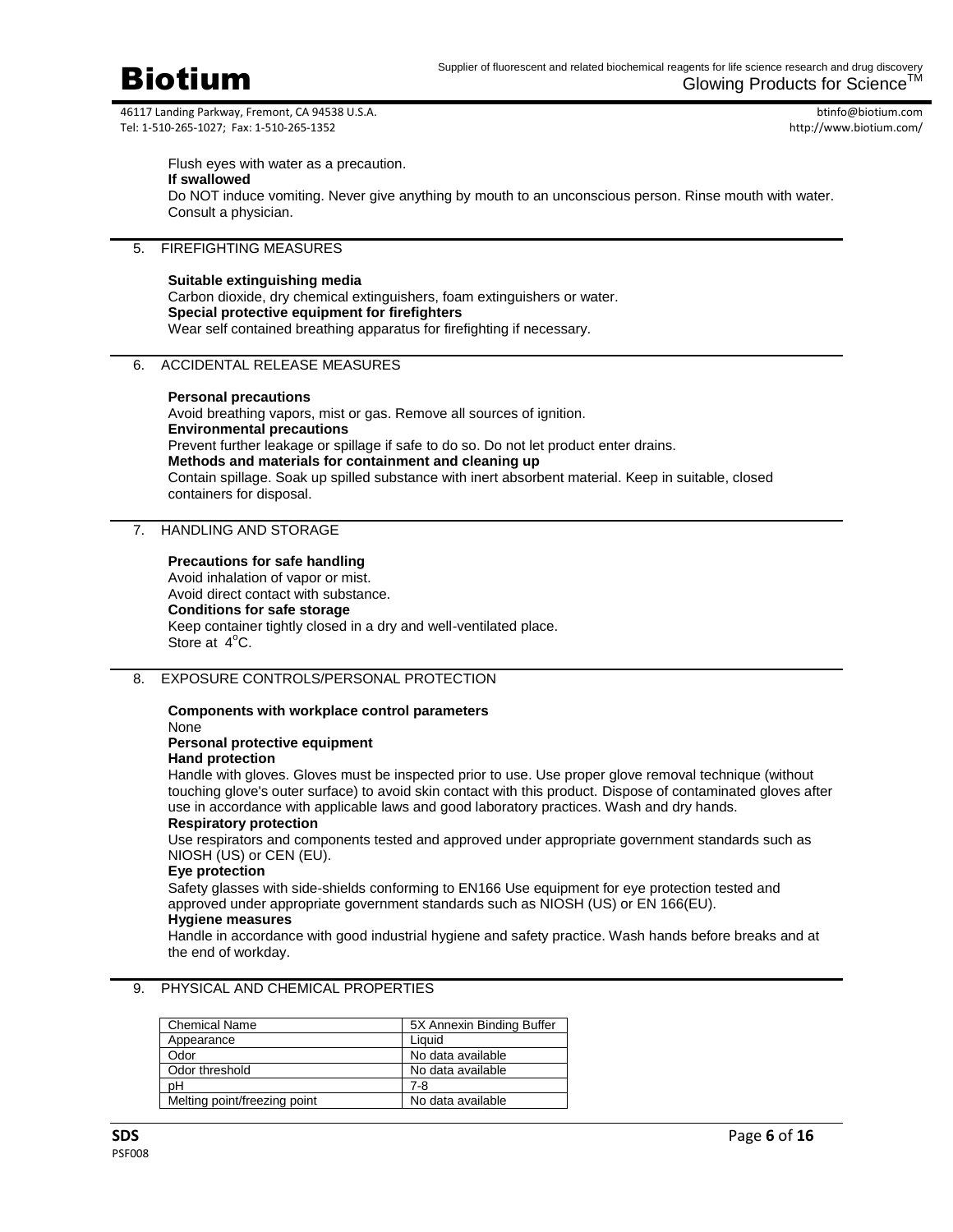Flush eyes with water as a precaution.

**If swallowed**

Do NOT induce vomiting. Never give anything by mouth to an unconscious person. Rinse mouth with water. Consult a physician.

## 5. FIREFIGHTING MEASURES

**Suitable extinguishing media**

Carbon dioxide, dry chemical extinguishers, foam extinguishers or water.

**Special protective equipment for firefighters**

Wear self contained breathing apparatus for firefighting if necessary.

## 6. ACCIDENTAL RELEASE MEASURES

**Personal precautions**

Avoid breathing vapors, mist or gas. Remove all sources of ignition.

**Environmental precautions**

Prevent further leakage or spillage if safe to do so. Do not let product enter drains.

**Methods and materials for containment and cleaning up**

Contain spillage. Soak up spilled substance with inert absorbent material. Keep in suitable, closed containers for disposal.

## 7. HANDLING AND STORAGE

**Precautions for safe handling**

Avoid inhalation of vapor or mist.
Avoid direct contact with substance.

**Conditions for safe storage**

Keep container tightly closed in a dry and well-ventilated place.
Store at 4°C.

## 8. EXPOSURE CONTROLS/PERSONAL PROTECTION

**Components with workplace control parameters**

None

**Personal protective equipment**

**Hand protection**

Handle with gloves. Gloves must be inspected prior to use. Use proper glove removal technique (without touching glove's outer surface) to avoid skin contact with this product. Dispose of contaminated gloves after use in accordance with applicable laws and good laboratory practices. Wash and dry hands.

**Respiratory protection**

Use respirators and components tested and approved under appropriate government standards such as NIOSH (US) or CEN (EU).

**Eye protection**

Safety glasses with side-shields conforming to EN166 Use equipment for eye protection tested and approved under appropriate government standards such as NIOSH (US) or EN 166(EU).

**Hygiene measures**

Handle in accordance with good industrial hygiene and safety practice. Wash hands before breaks and at the end of workday.

## 9. PHYSICAL AND CHEMICAL PROPERTIES

| Chemical Name | 5X Annexin Binding Buffer |
| --- | --- |
| Appearance | Liquid |
| Odor | No data available |
| Odor threshold | No data available |
| pH | 7-8 |
| Melting point/freezing point | No data available |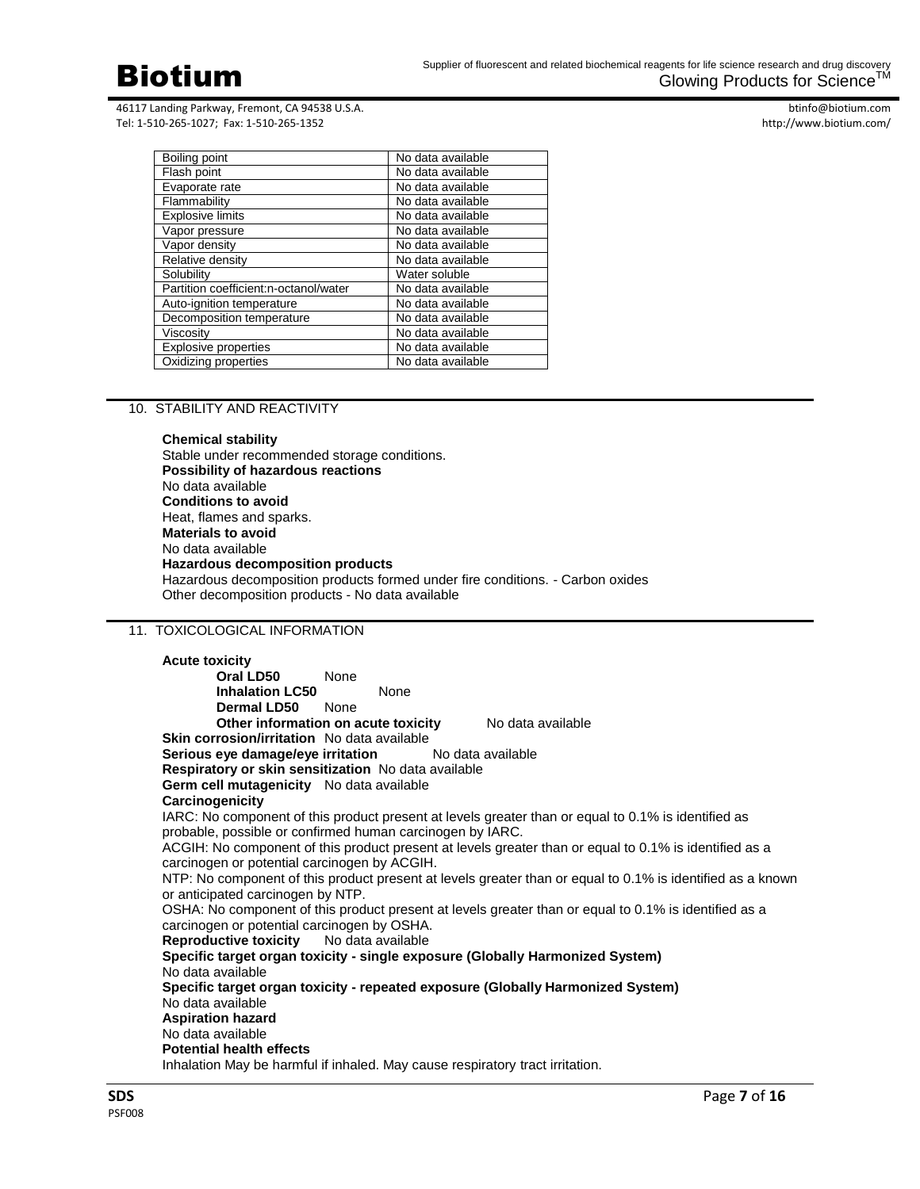| Boiling point | No data available |
|---|---|
| Flash point | No data available |
| Evaporate rate | No data available |
| Flammability | No data available |
| Explosive limits | No data available |
| Vapor pressure | No data available |
| Vapor density | No data available |
| Relative density | No data available |
| Solubility | Water soluble |
| Partition coefficient:n-octanol/water | No data available |
| Auto-ignition temperature | No data available |
| Decomposition temperature | No data available |
| Viscosity | No data available |
| Explosive properties | No data available |
| Oxidizing properties | No data available |

## 10. STABILITY AND REACTIVITY

**Chemical stability**
Stable under recommended storage conditions.
**Possibility of hazardous reactions**
No data available
**Conditions to avoid**
Heat, flames and sparks.
**Materials to avoid**
No data available
**Hazardous decomposition products**
Hazardous decomposition products formed under fire conditions. - Carbon oxides
Other decomposition products - No data available

## 11. TOXICOLOGICAL INFORMATION

**Acute toxicity**

- **Oral LD50** None
- **Inhalation LC50** None
- **Dermal LD50** None
- **Other information on acute toxicity** No data available

**Skin corrosion/irritation** No data available
**Serious eye damage/eye irritation** No data available
**Respiratory or skin sensitization** No data available
**Germ cell mutagenicity** No data available
**Carcinogenicity**
IARC: No component of this product present at levels greater than or equal to 0.1% is identified as probable, possible or confirmed human carcinogen by IARC.
ACGIH: No component of this product present at levels greater than or equal to 0.1% is identified as a carcinogen or potential carcinogen by ACGIH.
NTP: No component of this product present at levels greater than or equal to 0.1% is identified as a known or anticipated carcinogen by NTP.
OSHA: No component of this product present at levels greater than or equal to 0.1% is identified as a carcinogen or potential carcinogen by OSHA.
**Reproductive toxicity** No data available
**Specific target organ toxicity - single exposure (Globally Harmonized System)**
No data available
**Specific target organ toxicity - repeated exposure (Globally Harmonized System)**
No data available
**Aspiration hazard**
No data available
**Potential health effects**
Inhalation May be harmful if inhaled. May cause respiratory tract irritation.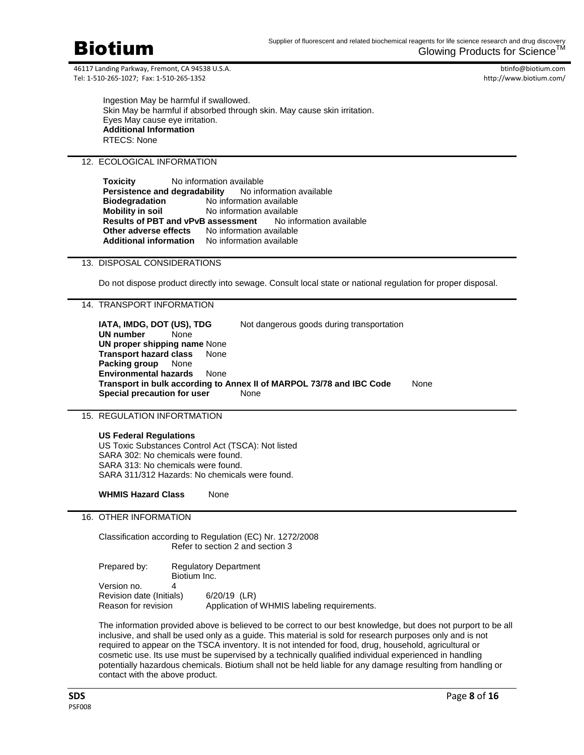Ingestion May be harmful if swallowed.
Skin May be harmful if absorbed through skin. May cause skin irritation.
Eyes May cause eye irritation.
**Additional Information**
RTECS: None

## 12. ECOLOGICAL INFORMATION

**Toxicity** No information available
**Persistence and degradability** No information available
**Biodegradation** No information available
**Mobility in soil** No information available
**Results of PBT and vPvB assessment** No information available
**Other adverse effects** No information available
**Additional information** No information available

## 13. DISPOSAL CONSIDERATIONS

Do not dispose product directly into sewage. Consult local state or national regulation for proper disposal.

## 14. TRANSPORT INFORMATION

**IATA, IMDG, DOT (US), TDG** Not dangerous goods during transportation
**UN number** None
**UN proper shipping name** None
**Transport hazard class** None
**Packing group** None
**Environmental hazards** None
**Transport in bulk according to Annex II of MARPOL 73/78 and IBC Code** None
**Special precaution for user** None

## 15. REGULATION INFORTMATION

**US Federal Regulations**
US Toxic Substances Control Act (TSCA): Not listed
SARA 302: No chemicals were found.
SARA 313: No chemicals were found.
SARA 311/312 Hazards: No chemicals were found.

**WHMIS Hazard Class** None

## 16. OTHER INFORMATION

Classification according to Regulation (EC) Nr. 1272/2008
Refer to section 2 and section 3

Prepared by: Regulatory Department
Biotium Inc.
Version no. 4
Revision date (Initials) 6/20/19 (LR)
Reason for revision Application of WHMIS labeling requirements.

The information provided above is believed to be correct to our best knowledge, but does not purport to be all inclusive, and shall be used only as a guide. This material is sold for research purposes only and is not required to appear on the TSCA inventory. It is not intended for food, drug, household, agricultural or cosmetic use. Its use must be supervised by a technically qualified individual experienced in handling potentially hazardous chemicals. Biotium shall not be held liable for any damage resulting from handling or contact with the above product.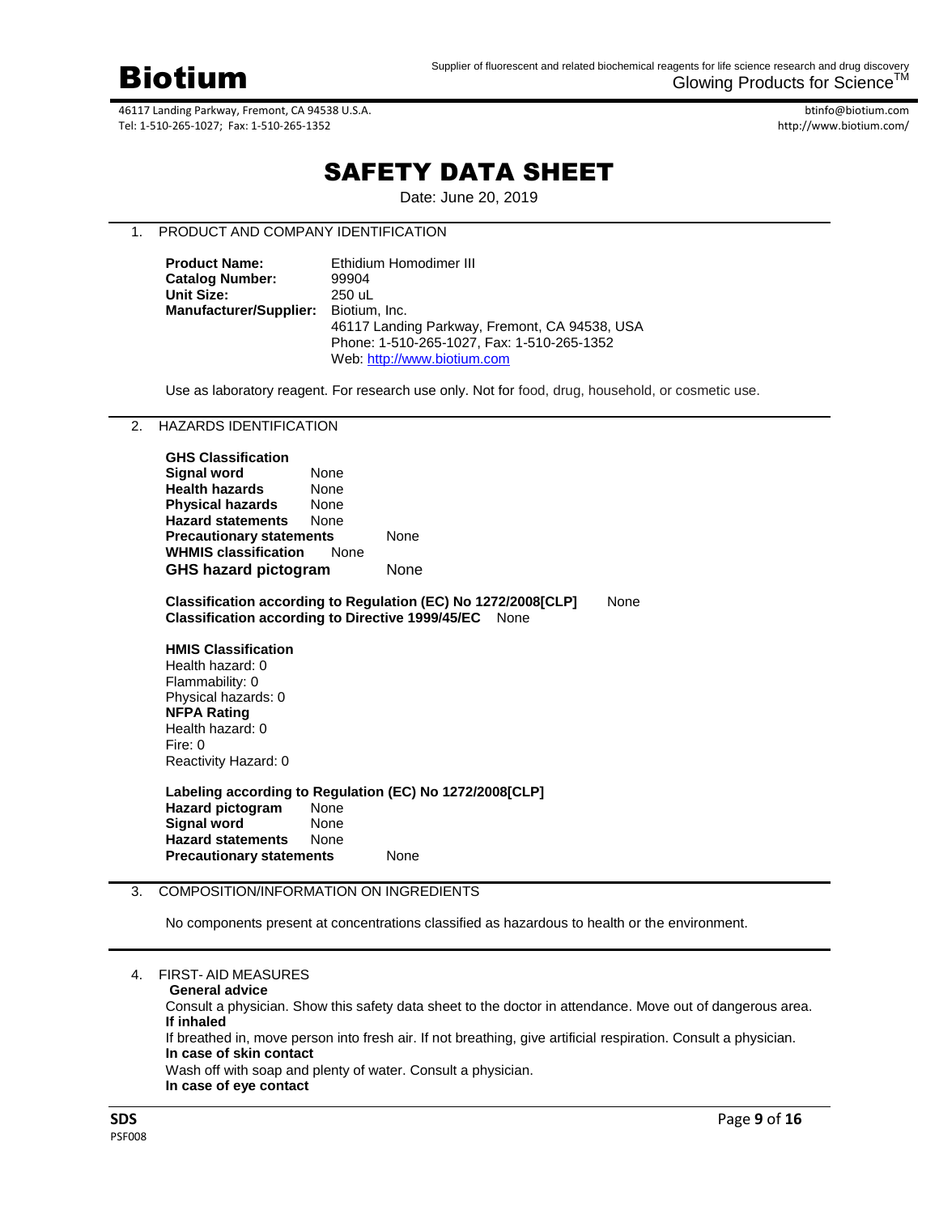# Biotium

Supplier of fluorescent and related biochemical reagents for life science research and drug discovery
Glowing Products for Science™

46117 Landing Parkway, Fremont, CA 94538 U.S.A.
Tel: 1-510-265-1027; Fax: 1-510-265-1352

btinfo@biotium.com
http://www.biotium.com/

# SAFETY DATA SHEET

Date: June 20, 2019

## 1. PRODUCT AND COMPANY IDENTIFICATION

**Product Name:** Ethidium Homodimer III
**Catalog Number:** 99904
**Unit Size:** 250 uL
**Manufacturer/Supplier:** Biotium, Inc.
46117 Landing Parkway, Fremont, CA 94538, USA
Phone: 1-510-265-1027, Fax: 1-510-265-1352
Web: http://www.biotium.com

Use as laboratory reagent. For research use only. Not for food, drug, household, or cosmetic use.

## 2. HAZARDS IDENTIFICATION

**GHS Classification**
**Signal word** None
**Health hazards** None
**Physical hazards** None
**Hazard statements** None
**Precautionary statements** None
**WHMIS classification** None
**GHS hazard pictogram** None

**Classification according to Regulation (EC) No 1272/2008[CLP]** None
**Classification according to Directive 1999/45/EC** None

**HMIS Classification**
Health hazard: 0
Flammability: 0
Physical hazards: 0
**NFPA Rating**
Health hazard: 0
Fire: 0
Reactivity Hazard: 0

**Labeling according to Regulation (EC) No 1272/2008[CLP]**
**Hazard pictogram** None
**Signal word** None
**Hazard statements** None
**Precautionary statements** None

## 3. COMPOSITION/INFORMATION ON INGREDIENTS

No components present at concentrations classified as hazardous to health or the environment.

## 4. FIRST- AID MEASURES

**General advice**
Consult a physician. Show this safety data sheet to the doctor in attendance. Move out of dangerous area.
**If inhaled**
If breathed in, move person into fresh air. If not breathing, give artificial respiration. Consult a physician.
**In case of skin contact**
Wash off with soap and plenty of water. Consult a physician.
**In case of eye contact**

SDS
PSF008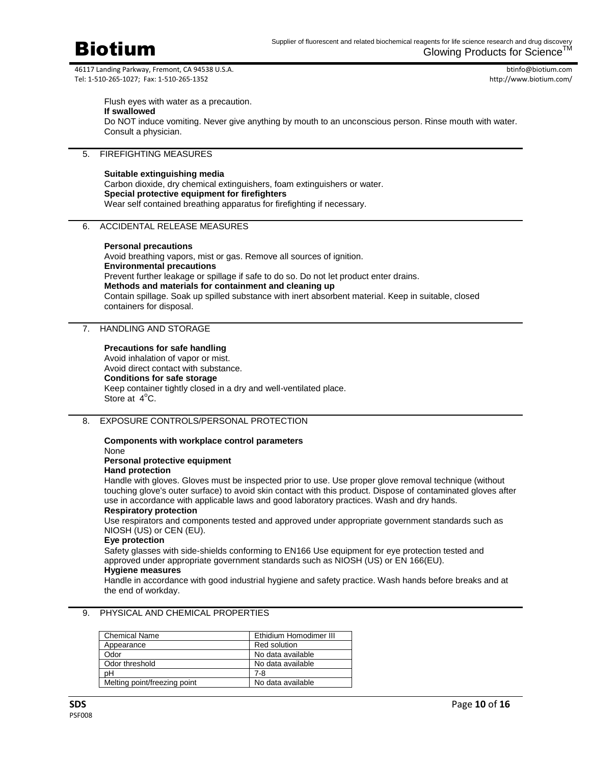Flush eyes with water as a precaution.

**If swallowed**

Do NOT induce vomiting. Never give anything by mouth to an unconscious person. Rinse mouth with water. Consult a physician.

## 5. FIREFIGHTING MEASURES

**Suitable extinguishing media**

Carbon dioxide, dry chemical extinguishers, foam extinguishers or water.

**Special protective equipment for firefighters**

Wear self contained breathing apparatus for firefighting if necessary.

## 6. ACCIDENTAL RELEASE MEASURES

**Personal precautions**

Avoid breathing vapors, mist or gas. Remove all sources of ignition.

**Environmental precautions**

Prevent further leakage or spillage if safe to do so. Do not let product enter drains.

**Methods and materials for containment and cleaning up**

Contain spillage. Soak up spilled substance with inert absorbent material. Keep in suitable, closed containers for disposal.

## 7. HANDLING AND STORAGE

**Precautions for safe handling**

Avoid inhalation of vapor or mist.
Avoid direct contact with substance.

**Conditions for safe storage**

Keep container tightly closed in a dry and well-ventilated place.
Store at $4^{o}$C.

## 8. EXPOSURE CONTROLS/PERSONAL PROTECTION

**Components with workplace control parameters**

None

**Personal protective equipment**

**Hand protection**

Handle with gloves. Gloves must be inspected prior to use. Use proper glove removal technique (without touching glove's outer surface) to avoid skin contact with this product. Dispose of contaminated gloves after use in accordance with applicable laws and good laboratory practices. Wash and dry hands.

**Respiratory protection**

Use respirators and components tested and approved under appropriate government standards such as NIOSH (US) or CEN (EU).

**Eye protection**

Safety glasses with side-shields conforming to EN166 Use equipment for eye protection tested and approved under appropriate government standards such as NIOSH (US) or EN 166(EU).

**Hygiene measures**

Handle in accordance with good industrial hygiene and safety practice. Wash hands before breaks and at the end of workday.

## 9. PHYSICAL AND CHEMICAL PROPERTIES

| Chemical Name | Ethidium Homodimer III |
|---|---|
| Appearance | Red solution |
| Odor | No data available |
| Odor threshold | No data available |
| pH | 7-8 |
| Melting point/freezing point | No data available |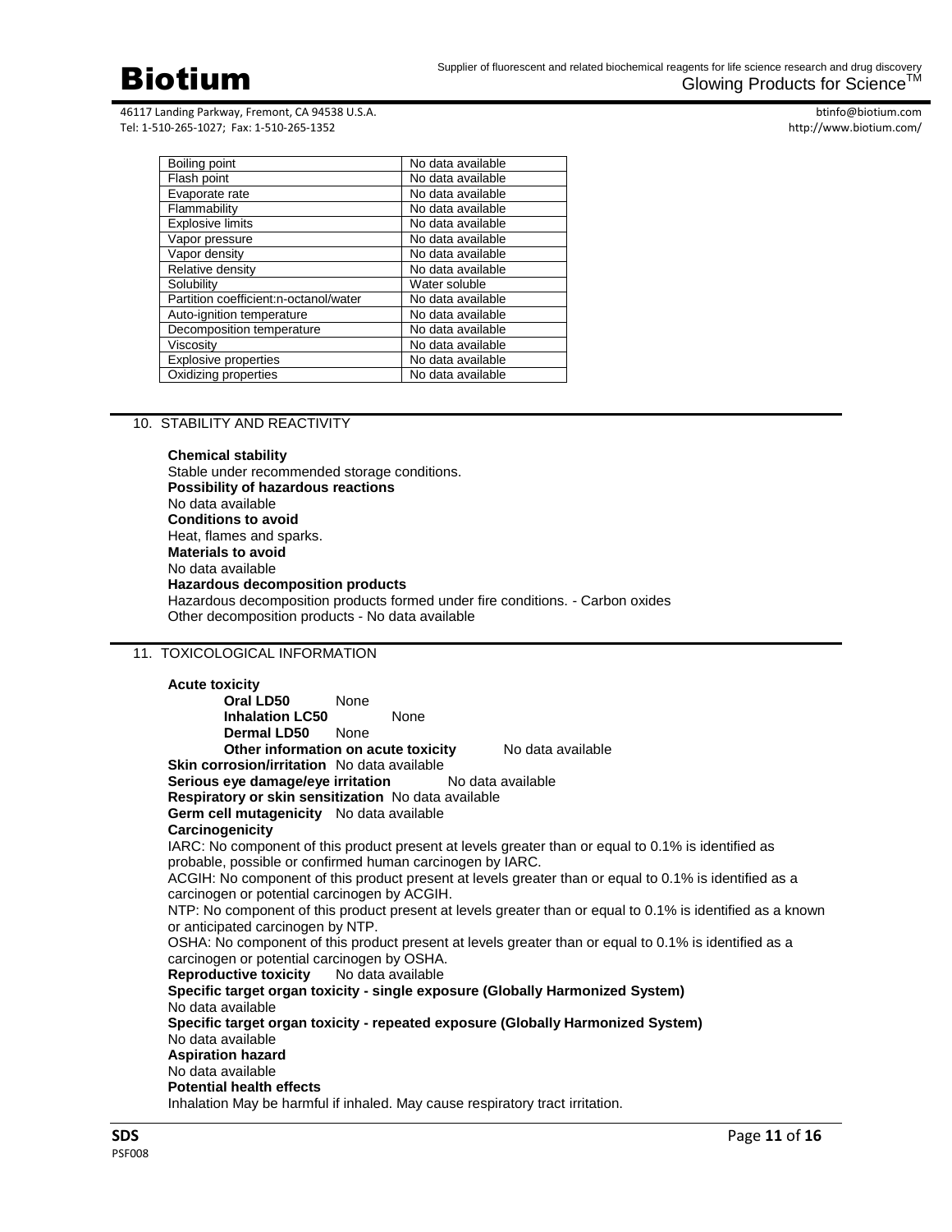| Boiling point | No data available |
|---|---|
| Flash point | No data available |
| Evaporate rate | No data available |
| Flammability | No data available |
| Explosive limits | No data available |
| Vapor pressure | No data available |
| Vapor density | No data available |
| Relative density | No data available |
| Solubility | Water soluble |
| Partition coefficient:n-octanol/water | No data available |
| Auto-ignition temperature | No data available |
| Decomposition temperature | No data available |
| Viscosity | No data available |
| Explosive properties | No data available |
| Oxidizing properties | No data available |

## 10. STABILITY AND REACTIVITY

**Chemical stability**
Stable under recommended storage conditions.
**Possibility of hazardous reactions**
No data available
**Conditions to avoid**
Heat, flames and sparks.
**Materials to avoid**
No data available
**Hazardous decomposition products**
Hazardous decomposition products formed under fire conditions. - Carbon oxides
Other decomposition products - No data available

## 11. TOXICOLOGICAL INFORMATION

**Acute toxicity**

**Oral LD50** None
**Inhalation LC50** None
**Dermal LD50** None
**Other information on acute toxicity** No data available

**Skin corrosion/irritation** No data available
**Serious eye damage/eye irritation** No data available
**Respiratory or skin sensitization** No data available
**Germ cell mutagenicity** No data available
**Carcinogenicity**
IARC: No component of this product present at levels greater than or equal to 0.1% is identified as probable, possible or confirmed human carcinogen by IARC.
ACGIH: No component of this product present at levels greater than or equal to 0.1% is identified as a carcinogen or potential carcinogen by ACGIH.
NTP: No component of this product present at levels greater than or equal to 0.1% is identified as a known or anticipated carcinogen by NTP.
OSHA: No component of this product present at levels greater than or equal to 0.1% is identified as a carcinogen or potential carcinogen by OSHA.
**Reproductive toxicity** No data available
**Specific target organ toxicity - single exposure (Globally Harmonized System)**
No data available
**Specific target organ toxicity - repeated exposure (Globally Harmonized System)**
No data available
**Aspiration hazard**
No data available
**Potential health effects**
Inhalation May be harmful if inhaled. May cause respiratory tract irritation.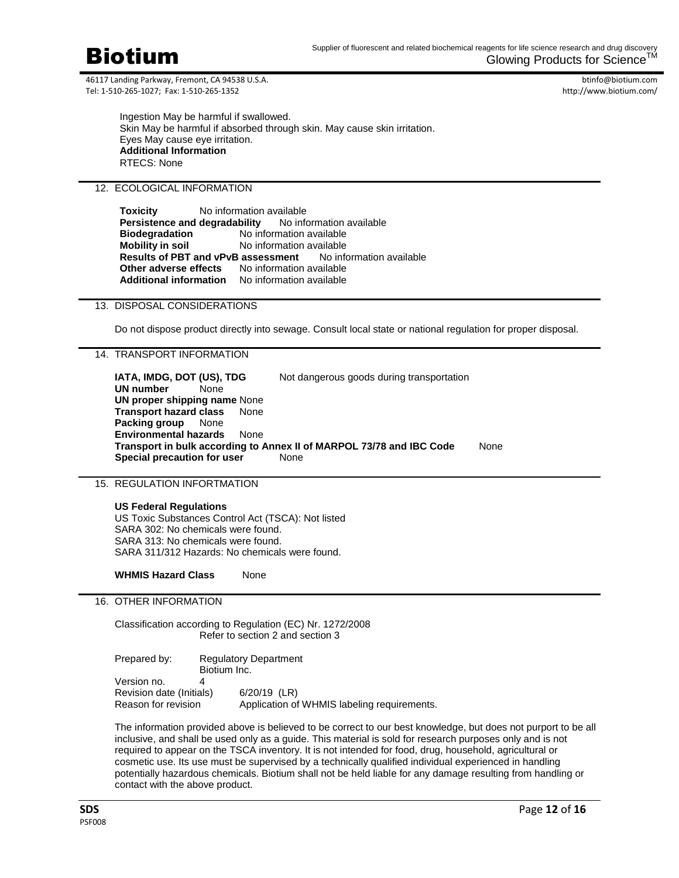Ingestion May be harmful if swallowed.
Skin May be harmful if absorbed through skin. May cause skin irritation.
Eyes May cause eye irritation.
**Additional Information**
RTECS: None

## 12. ECOLOGICAL INFORMATION

**Toxicity** No information available
**Persistence and degradability** No information available
**Biodegradation** No information available
**Mobility in soil** No information available
**Results of PBT and vPvB assessment** No information available
**Other adverse effects** No information available
**Additional information** No information available

## 13. DISPOSAL CONSIDERATIONS

Do not dispose product directly into sewage. Consult local state or national regulation for proper disposal.

## 14. TRANSPORT INFORMATION

**IATA, IMDG, DOT (US), TDG** Not dangerous goods during transportation
**UN number** None
**UN proper shipping name** None
**Transport hazard class** None
**Packing group** None
**Environmental hazards** None
**Transport in bulk according to Annex II of MARPOL 73/78 and IBC Code** None
**Special precaution for user** None

## 15. REGULATION INFORTMATION

**US Federal Regulations**
US Toxic Substances Control Act (TSCA): Not listed
SARA 302: No chemicals were found.
SARA 313: No chemicals were found.
SARA 311/312 Hazards: No chemicals were found.

**WHMIS Hazard Class** None

## 16. OTHER INFORMATION

Classification according to Regulation (EC) Nr. 1272/2008
Refer to section 2 and section 3

Prepared by: Regulatory Department
Biotium Inc.
Version no. 4
Revision date (Initials) 6/20/19 (LR)
Reason for revision Application of WHMIS labeling requirements.

The information provided above is believed to be correct to our best knowledge, but does not purport to be all inclusive, and shall be used only as a guide. This material is sold for research purposes only and is not required to appear on the TSCA inventory. It is not intended for food, drug, household, agricultural or cosmetic use. Its use must be supervised by a technically qualified individual experienced in handling potentially hazardous chemicals. Biotium shall not be held liable for any damage resulting from handling or contact with the above product.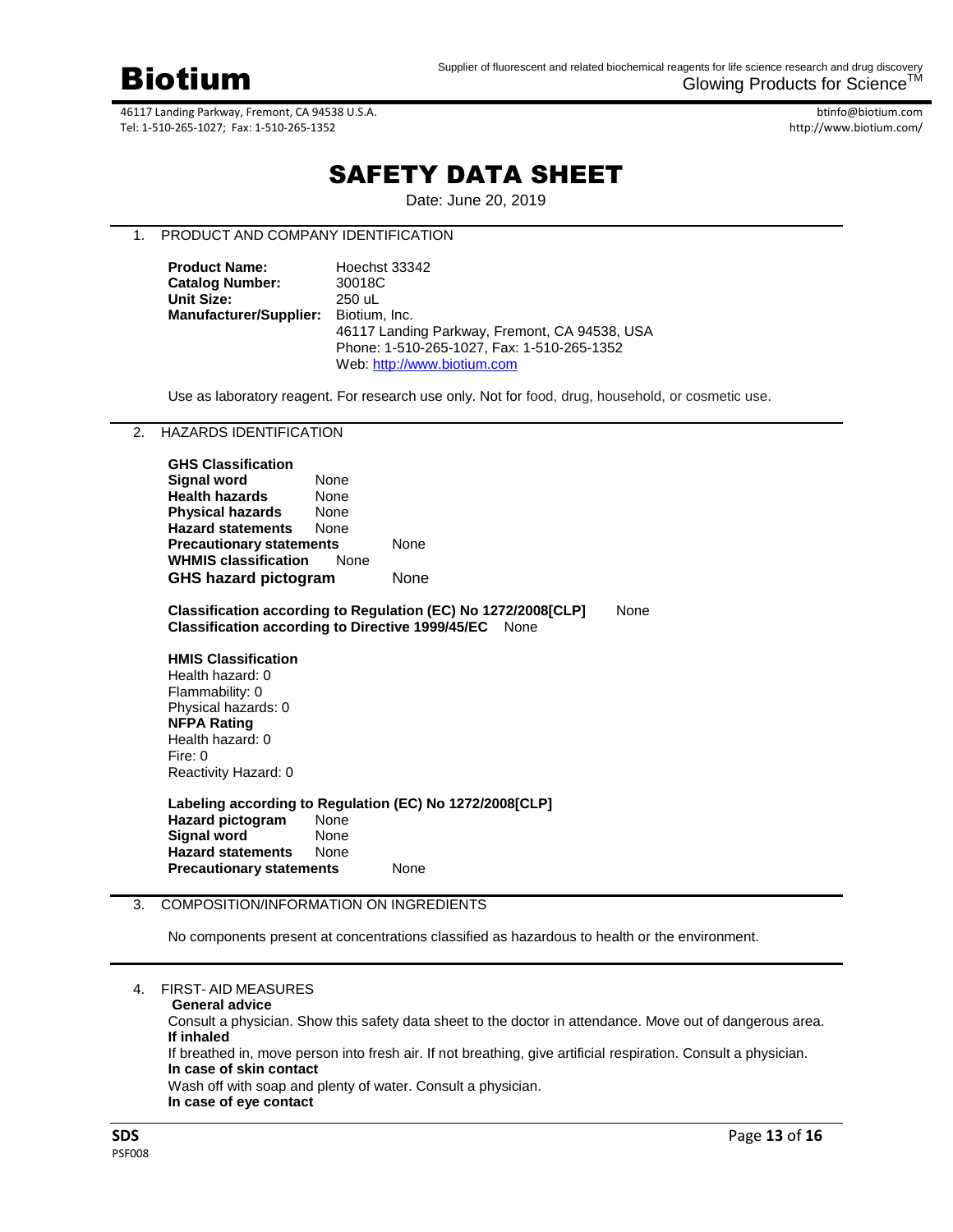# Biotium

Supplier of fluorescent and related biochemical reagents for life science research and drug discovery
Glowing Products for Science™

46117 Landing Parkway, Fremont, CA 94538 U.S.A.
Tel: 1-510-265-1027; Fax: 1-510-265-1352

btinfo@biotium.com
http://www.biotium.com/

# SAFETY DATA SHEET

Date: June 20, 2019

## 1. PRODUCT AND COMPANY IDENTIFICATION

**Product Name:** Hoechst 33342
**Catalog Number:** 30018C
**Unit Size:** 250 uL
**Manufacturer/Supplier:** Biotium, Inc.
46117 Landing Parkway, Fremont, CA 94538, USA
Phone: 1-510-265-1027, Fax: 1-510-265-1352
Web: http://www.biotium.com

Use as laboratory reagent. For research use only. Not for food, drug, household, or cosmetic use.

## 2. HAZARDS IDENTIFICATION

**GHS Classification**
**Signal word** None
**Health hazards** None
**Physical hazards** None
**Hazard statements** None
**Precautionary statements** None
**WHMIS classification** None
**GHS hazard pictogram** None

**Classification according to Regulation (EC) No 1272/2008[CLP]** None
**Classification according to Directive 1999/45/EC** None

**HMIS Classification**
Health hazard: 0
Flammability: 0
Physical hazards: 0
**NFPA Rating**
Health hazard: 0
Fire: 0
Reactivity Hazard: 0

**Labeling according to Regulation (EC) No 1272/2008[CLP]**
**Hazard pictogram** None
**Signal word** None
**Hazard statements** None
**Precautionary statements** None

## 3. COMPOSITION/INFORMATION ON INGREDIENTS

No components present at concentrations classified as hazardous to health or the environment.

## 4. FIRST- AID MEASURES

**General advice**
Consult a physician. Show this safety data sheet to the doctor in attendance. Move out of dangerous area.
**If inhaled**
If breathed in, move person into fresh air. If not breathing, give artificial respiration. Consult a physician.
**In case of skin contact**
Wash off with soap and plenty of water. Consult a physician.
**In case of eye contact**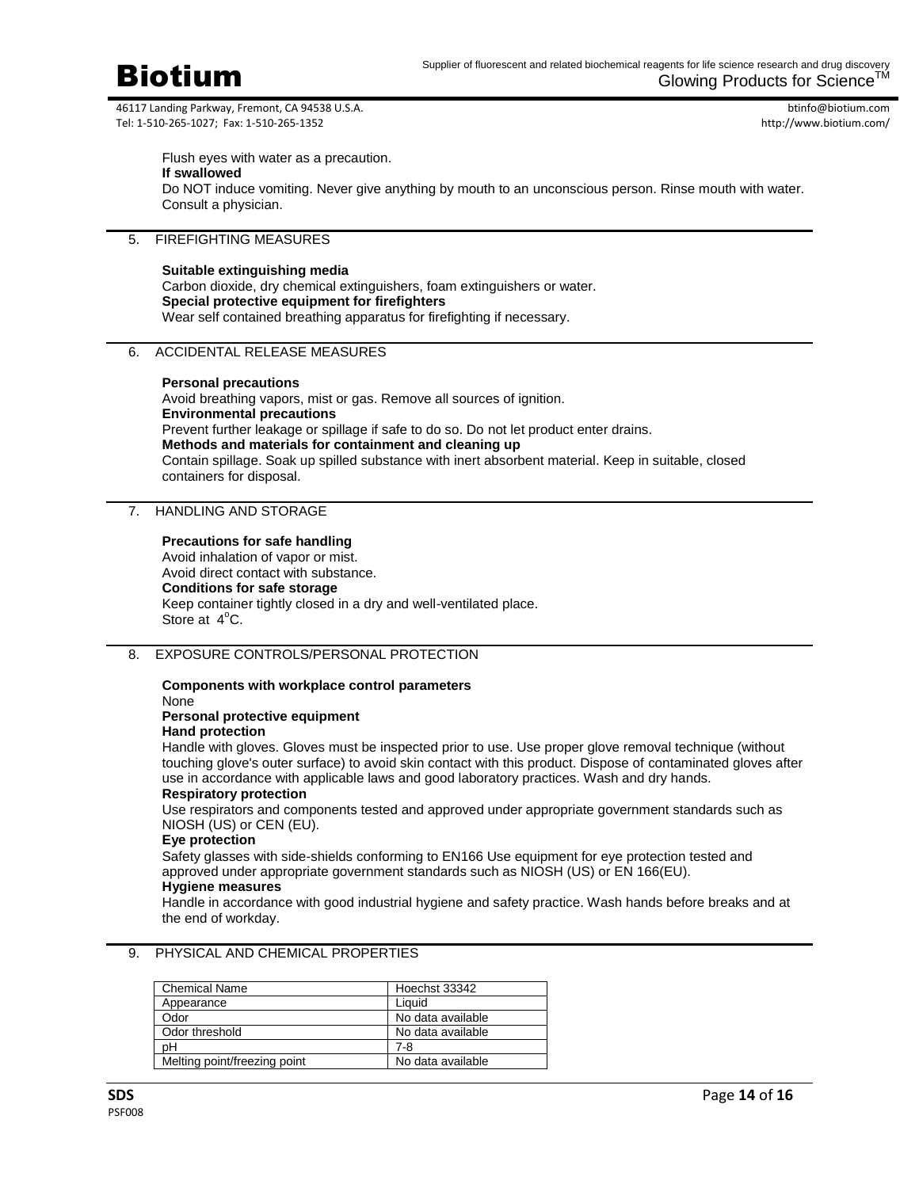Flush eyes with water as a precaution.

**If swallowed**

Do NOT induce vomiting. Never give anything by mouth to an unconscious person. Rinse mouth with water. Consult a physician.

## 5. FIREFIGHTING MEASURES

**Suitable extinguishing media**

Carbon dioxide, dry chemical extinguishers, foam extinguishers or water.

**Special protective equipment for firefighters**

Wear self contained breathing apparatus for firefighting if necessary.

## 6. ACCIDENTAL RELEASE MEASURES

**Personal precautions**

Avoid breathing vapors, mist or gas. Remove all sources of ignition.

**Environmental precautions**

Prevent further leakage or spillage if safe to do so. Do not let product enter drains.

**Methods and materials for containment and cleaning up**

Contain spillage. Soak up spilled substance with inert absorbent material. Keep in suitable, closed containers for disposal.

## 7. HANDLING AND STORAGE

**Precautions for safe handling**

Avoid inhalation of vapor or mist.
Avoid direct contact with substance.

**Conditions for safe storage**

Keep container tightly closed in a dry and well-ventilated place.
Store at $4^{o}$C.

## 8. EXPOSURE CONTROLS/PERSONAL PROTECTION

**Components with workplace control parameters**

None

**Personal protective equipment**

**Hand protection**

Handle with gloves. Gloves must be inspected prior to use. Use proper glove removal technique (without touching glove's outer surface) to avoid skin contact with this product. Dispose of contaminated gloves after use in accordance with applicable laws and good laboratory practices. Wash and dry hands.

**Respiratory protection**

Use respirators and components tested and approved under appropriate government standards such as NIOSH (US) or CEN (EU).

**Eye protection**

Safety glasses with side-shields conforming to EN166 Use equipment for eye protection tested and approved under appropriate government standards such as NIOSH (US) or EN 166(EU).

**Hygiene measures**

Handle in accordance with good industrial hygiene and safety practice. Wash hands before breaks and at the end of workday.

## 9. PHYSICAL AND CHEMICAL PROPERTIES

| Chemical Name | Hoechst 33342 |
|---|---|
| Appearance | Liquid |
| Odor | No data available |
| Odor threshold | No data available |
| pH | 7-8 |
| Melting point/freezing point | No data available |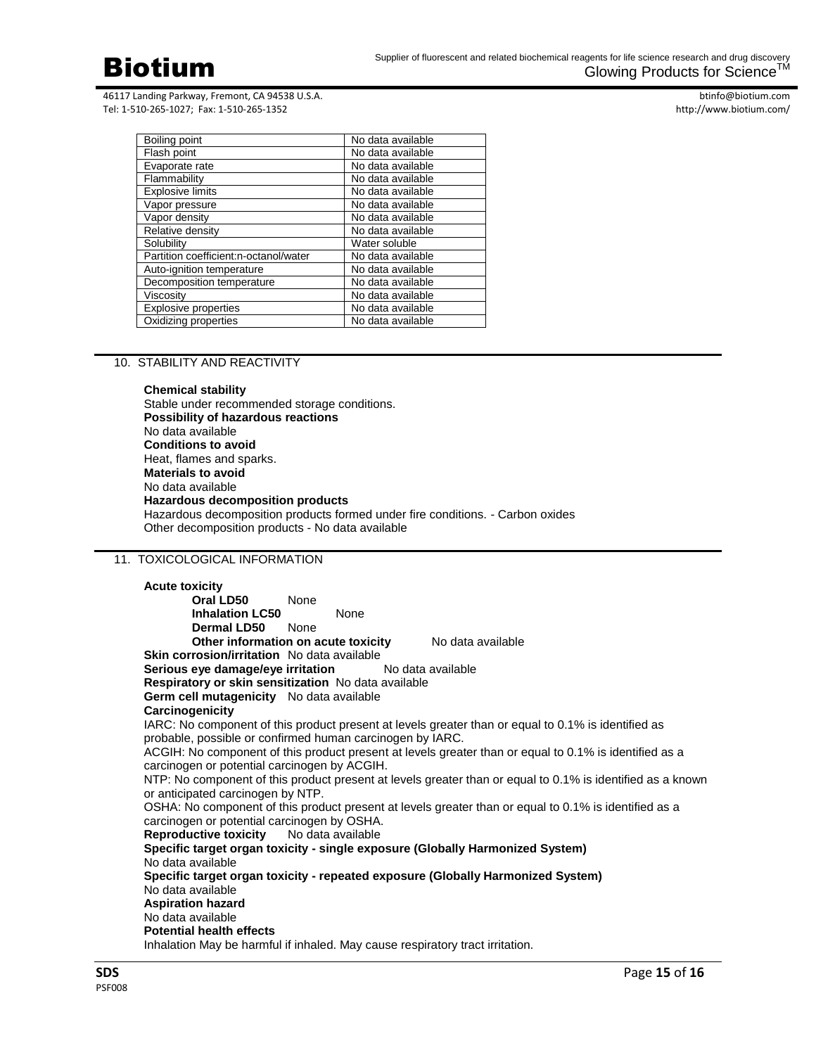| Boiling point | No data available |
|---|---|
| Flash point | No data available |
| Evaporate rate | No data available |
| Flammability | No data available |
| Explosive limits | No data available |
| Vapor pressure | No data available |
| Vapor density | No data available |
| Relative density | No data available |
| Solubility | Water soluble |
| Partition coefficient:n-octanol/water | No data available |
| Auto-ignition temperature | No data available |
| Decomposition temperature | No data available |
| Viscosity | No data available |
| Explosive properties | No data available |
| Oxidizing properties | No data available |

## 10. STABILITY AND REACTIVITY

**Chemical stability**
Stable under recommended storage conditions.
**Possibility of hazardous reactions**
No data available
**Conditions to avoid**
Heat, flames and sparks.
**Materials to avoid**
No data available
**Hazardous decomposition products**
Hazardous decomposition products formed under fire conditions. - Carbon oxides
Other decomposition products - No data available

## 11. TOXICOLOGICAL INFORMATION

**Acute toxicity**

- **Oral LD50** None
- **Inhalation LC50** None
- **Dermal LD50** None
- **Other information on acute toxicity** No data available

**Skin corrosion/irritation** No data available
**Serious eye damage/eye irritation** No data available
**Respiratory or skin sensitization** No data available
**Germ cell mutagenicity** No data available
**Carcinogenicity**
IARC: No component of this product present at levels greater than or equal to 0.1% is identified as probable, possible or confirmed human carcinogen by IARC.
ACGIH: No component of this product present at levels greater than or equal to 0.1% is identified as a carcinogen or potential carcinogen by ACGIH.
NTP: No component of this product present at levels greater than or equal to 0.1% is identified as a known or anticipated carcinogen by NTP.
OSHA: No component of this product present at levels greater than or equal to 0.1% is identified as a carcinogen or potential carcinogen by OSHA.
**Reproductive toxicity** No data available
**Specific target organ toxicity - single exposure (Globally Harmonized System)**
No data available
**Specific target organ toxicity - repeated exposure (Globally Harmonized System)**
No data available
**Aspiration hazard**
No data available
**Potential health effects**
Inhalation May be harmful if inhaled. May cause respiratory tract irritation.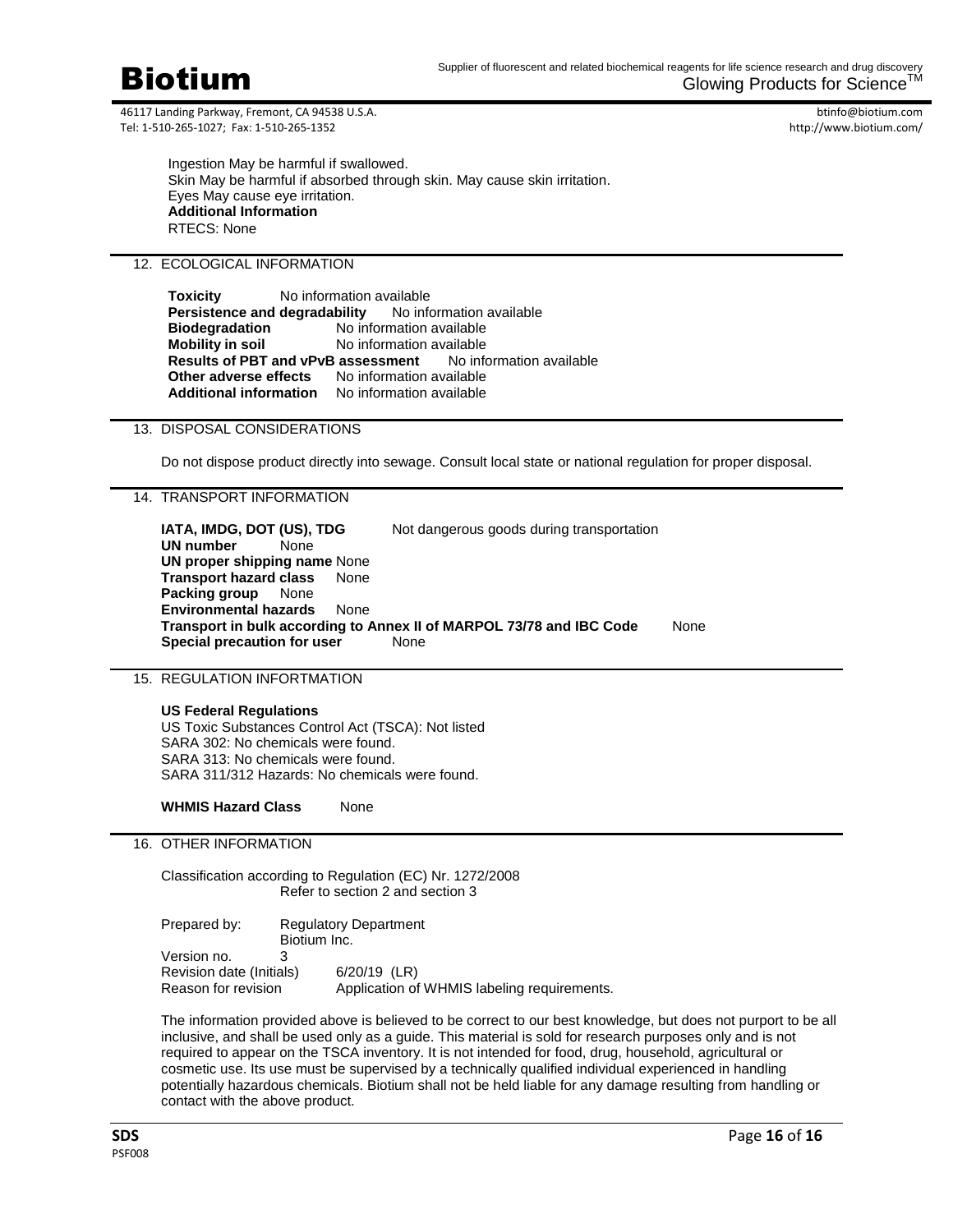Ingestion May be harmful if swallowed.
Skin May be harmful if absorbed through skin. May cause skin irritation.
Eyes May cause eye irritation.
**Additional Information**
RTECS: None

## 12. ECOLOGICAL INFORMATION

**Toxicity** No information available
**Persistence and degradability** No information available
**Biodegradation** No information available
**Mobility in soil** No information available
**Results of PBT and vPvB assessment** No information available
**Other adverse effects** No information available
**Additional information** No information available

## 13. DISPOSAL CONSIDERATIONS

Do not dispose product directly into sewage. Consult local state or national regulation for proper disposal.

## 14. TRANSPORT INFORMATION

**IATA, IMDG, DOT (US), TDG** Not dangerous goods during transportation
**UN number** None
**UN proper shipping name** None
**Transport hazard class** None
**Packing group** None
**Environmental hazards** None
**Transport in bulk according to Annex II of MARPOL 73/78 and IBC Code** None
**Special precaution for user** None

## 15. REGULATION INFORTMATION

**US Federal Regulations**
US Toxic Substances Control Act (TSCA): Not listed
SARA 302: No chemicals were found.
SARA 313: No chemicals were found.
SARA 311/312 Hazards: No chemicals were found.

**WHMIS Hazard Class** None

## 16. OTHER INFORMATION

Classification according to Regulation (EC) Nr. 1272/2008
Refer to section 2 and section 3

Prepared by: Regulatory Department
Biotium Inc.
Version no. 3
Revision date (Initials) 6/20/19 (LR)
Reason for revision Application of WHMIS labeling requirements.

The information provided above is believed to be correct to our best knowledge, but does not purport to be all inclusive, and shall be used only as a guide. This material is sold for research purposes only and is not required to appear on the TSCA inventory. It is not intended for food, drug, household, agricultural or cosmetic use. Its use must be supervised by a technically qualified individual experienced in handling potentially hazardous chemicals. Biotium shall not be held liable for any damage resulting from handling or contact with the above product.